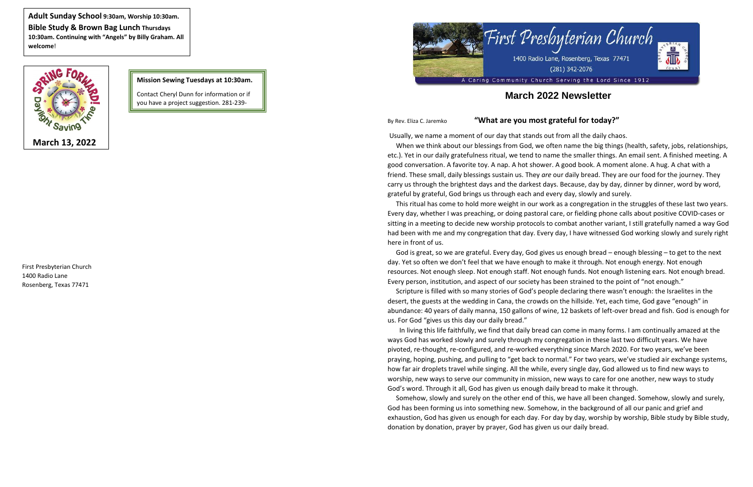**Adult Sunday School** **9:30am, Worship 10:30am.**
**Bible Study & Brown Bag Lunch** **Thursdays 10:30am. Continuing with "Angels" by Billy Graham. All welcome**!

SPRING FORWARD! Daylight Saving Time

**March 13, 2022**

**Mission Sewing Tuesdays at 10:30am.**

Contact Cheryl Dunn for information or if you have a project suggestion. 281-239-

First Presbyterian Church
1400 Radio Lane
Rosenberg, Texas 77471

# First Presbyterian Church

1400 Radio Lane, Rosenberg, Texas 77471
(281) 342-2076

A Caring Community Church Serving the Lord Since 1912

## March 2022 Newsletter

By Rev. Eliza C. Jaremko

### "What are you most grateful for today?"

Usually, we name a moment of our day that stands out from all the daily chaos.

When we think about our blessings from God, we often name the big things (health, safety, jobs, relationships, etc.). Yet in our daily gratefulness ritual, we tend to name the smaller things. An email sent. A finished meeting. A good conversation. A favorite toy. A nap. A hot shower. A good book. A moment alone. A hug. A chat with a friend. These small, daily blessings sustain us. They *are* our daily bread. They are our food for the journey. They carry us through the brightest days and the darkest days. Because, day by day, dinner by dinner, word by word, grateful by grateful, God brings us through each and every day, slowly and surely.

This ritual has come to hold more weight in our work as a congregation in the struggles of these last two years. Every day, whether I was preaching, or doing pastoral care, or fielding phone calls about positive COVID-cases or sitting in a meeting to decide new worship protocols to combat another variant, I still gratefully named a way God had been with me and my congregation that day. Every day, I have witnessed God working slowly and surely right here in front of us.

God is great, so we are grateful. Every day, God gives us enough bread – enough blessing – to get to the next day. Yet so often we don't feel that we have enough to make it through. Not enough energy. Not enough resources. Not enough sleep. Not enough staff. Not enough funds. Not enough listening ears. Not enough bread. Every person, institution, and aspect of our society has been strained to the point of "not enough."

Scripture is filled with so many stories of God's people declaring there wasn't enough: the Israelites in the desert, the guests at the wedding in Cana, the crowds on the hillside. Yet, each time, God gave "enough" in abundance: 40 years of daily manna, 150 gallons of wine, 12 baskets of left-over bread and fish. God is enough for us. For God "gives us this day our daily bread."

In living this life faithfully, we find that daily bread can come in many forms. I am continually amazed at the ways God has worked slowly and surely through my congregation in these last two difficult years. We have pivoted, re-thought, re-configured, and re-worked everything since March 2020. For two years, we've been praying, hoping, pushing, and pulling to "get back to normal." For two years, we've studied air exchange systems, how far air droplets travel while singing. All the while, every single day, God allowed us to find new ways to worship, new ways to serve our community in mission, new ways to care for one another, new ways to study God's word. Through it all, God has given us enough daily bread to make it through.

Somehow, slowly and surely on the other end of this, we have all been changed. Somehow, slowly and surely, God has been forming us into something new. Somehow, in the background of all our panic and grief and exhaustion, God has given us enough for each day. For day by day, worship by worship, Bible study by Bible study, donation by donation, prayer by prayer, God has given us our daily bread.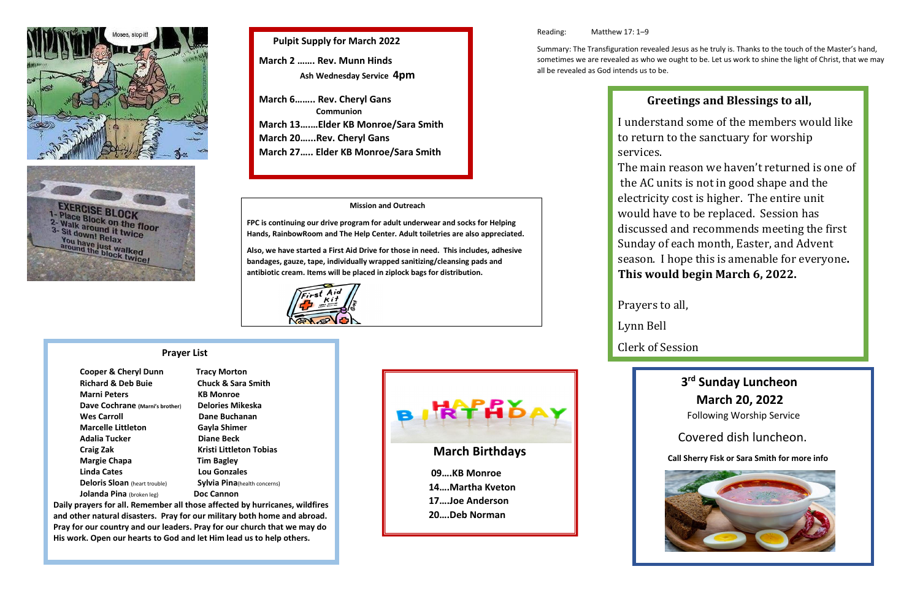Reading: Matthew 17: 1–9

Summary: The Transfiguration revealed Jesus as he truly is. Thanks to the touch of the Master's hand, sometimes we are revealed as who we ought to be. Let us work to shine the light of Christ, that we may all be revealed as God intends us to be.

## Pulpit Supply for March 2022

**March 2 ……. Rev. Munn Hinds**
**Ash Wednesday Service 4pm**

**March 6…….. Rev. Cheryl Gans**
**Communion**
**March 13…….Elder KB Monroe/Sara Smith**
**March 20……Rev. Cheryl Gans**
**March 27….. Elder KB Monroe/Sara Smith**

## Greetings and Blessings to all,

I understand some of the members would like to return to the sanctuary for worship services.

The main reason we haven't returned is one of the AC units is not in good shape and the electricity cost is higher. The entire unit would have to be replaced. Session has discussed and recommends meeting the first Sunday of each month, Easter, and Advent season. I hope this is amenable for everyone. **This would begin March 6, 2022.**

Prayers to all,

Lynn Bell

Clerk of Session

## Mission and Outreach

**FPC is continuing our drive program for adult underwear and socks for Helping Hands, RainbowRoom and The Help Center. Adult toiletries are also appreciated.**

**Also, we have started a First Aid Drive for those in need. This includes, adhesive bandages, gauze, tape, individually wrapped sanitizing/cleansing pads and antibiotic cream. Items will be placed in ziplock bags for distribution.**

## Prayer List

| | |
|---|---|
| **Cooper & Cheryl Dunn** | **Tracy Morton** |
| **Richard & Deb Buie** | **Chuck & Sara Smith** |
| **Marni Peters** | **KB Monroe** |
| **Dave Cochrane** (Marni's brother) | **Delories Mikeska** |
| **Wes Carroll** | **Dane Buchanan** |
| **Marcelle Littleton** | **Gayla Shimer** |
| **Adalia Tucker** | **Diane Beck** |
| **Craig Zak** | **Kristi Littleton Tobias** |
| **Margie Chapa** | **Tim Bagley** |
| **Linda Cates** | **Lou Gonzales** |
| **Deloris Sloan** (heart trouble) | **Sylvia Pina** (health concerns) |
| **Jolanda Pina** (broken leg) | **Doc Cannon** |

**Daily prayers for all. Remember all those affected by hurricanes, wildfires and other natural disasters. Pray for our military both home and abroad. Pray for our country and our leaders. Pray for our church that we may do His work. Open our hearts to God and let Him lead us to help others.**

## March Birthdays

**09….KB Monroe**
**14….Martha Kveton**
**17….Joe Anderson**
**20….Deb Norman**

## 3rd Sunday Luncheon
## March 20, 2022

Following Worship Service

Covered dish luncheon.

**Call Sherry Fisk or Sara Smith for more info**